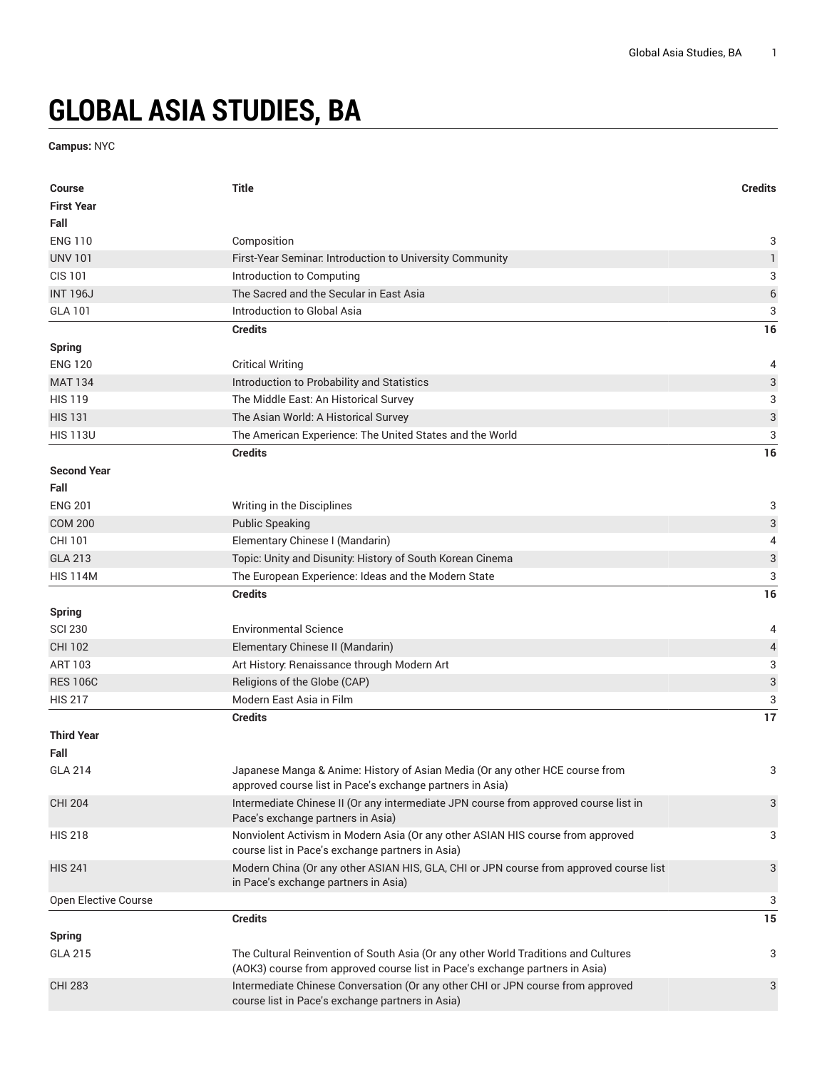# GLOBAL ASIA STUDIES, BA

**Campus:** NYC

| Course | Title | Credits |
|---|---|---|
| **First Year** | | |
| **Fall** | | |
| ENG 110 | Composition | 3 |
| UNV 101 | First-Year Seminar: Introduction to University Community | 1 |
| CIS 101 | Introduction to Computing | 3 |
| INT 196J | The Sacred and the Secular in East Asia | 6 |
| GLA 101 | Introduction to Global Asia | 3 |
| | **Credits** | **16** |
| **Spring** | | |
| ENG 120 | Critical Writing | 4 |
| MAT 134 | Introduction to Probability and Statistics | 3 |
| HIS 119 | The Middle East: An Historical Survey | 3 |
| HIS 131 | The Asian World: A Historical Survey | 3 |
| HIS 113U | The American Experience: The United States and the World | 3 |
| | **Credits** | **16** |
| **Second Year** | | |
| **Fall** | | |
| ENG 201 | Writing in the Disciplines | 3 |
| COM 200 | Public Speaking | 3 |
| CHI 101 | Elementary Chinese I (Mandarin) | 4 |
| GLA 213 | Topic: Unity and Disunity: History of South Korean Cinema | 3 |
| HIS 114M | The European Experience: Ideas and the Modern State | 3 |
| | **Credits** | **16** |
| **Spring** | | |
| SCI 230 | Environmental Science | 4 |
| CHI 102 | Elementary Chinese II (Mandarin) | 4 |
| ART 103 | Art History: Renaissance through Modern Art | 3 |
| RES 106C | Religions of the Globe (CAP) | 3 |
| HIS 217 | Modern East Asia in Film | 3 |
| | **Credits** | **17** |
| **Third Year** | | |
| **Fall** | | |
| GLA 214 | Japanese Manga & Anime: History of Asian Media (Or any other HCE course from approved course list in Pace's exchange partners in Asia) | 3 |
| CHI 204 | Intermediate Chinese II (Or any intermediate JPN course from approved course list in Pace's exchange partners in Asia) | 3 |
| HIS 218 | Nonviolent Activism in Modern Asia (Or any other ASIAN HIS course from approved course list in Pace's exchange partners in Asia) | 3 |
| HIS 241 | Modern China (Or any other ASIAN HIS, GLA, CHI or JPN course from approved course list in Pace's exchange partners in Asia) | 3 |
| Open Elective Course | | 3 |
| | **Credits** | **15** |
| **Spring** | | |
| GLA 215 | The Cultural Reinvention of South Asia (Or any other World Traditions and Cultures (AOK3) course from approved course list in Pace's exchange partners in Asia) | 3 |
| CHI 283 | Intermediate Chinese Conversation (Or any other CHI or JPN course from approved course list in Pace's exchange partners in Asia) | 3 |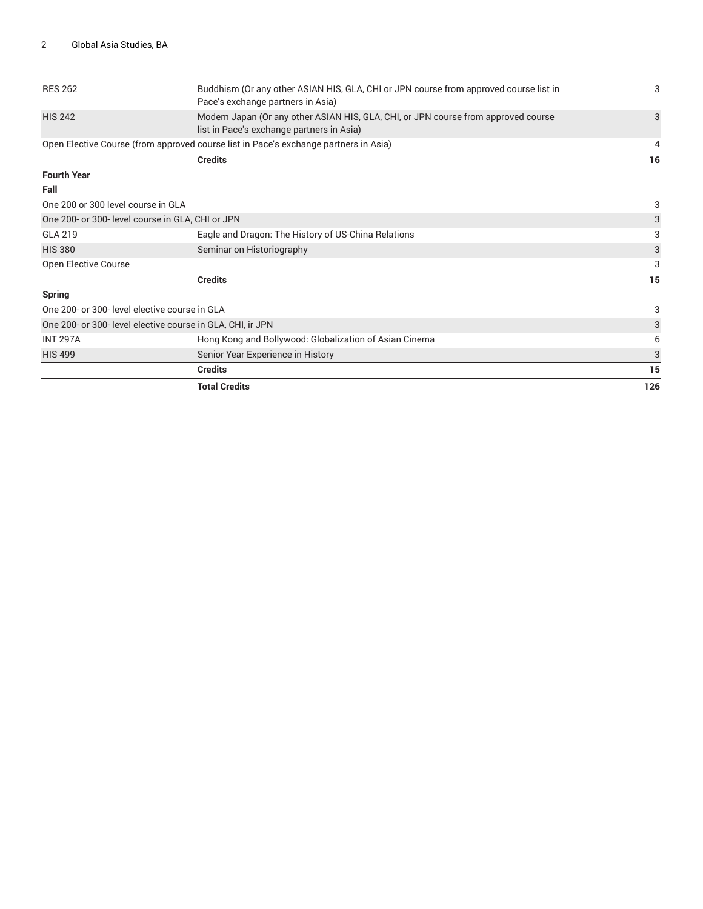| | | |
|---|---|---|
| RES 262 | Buddhism (Or any other ASIAN HIS, GLA, CHI or JPN course from approved course list in Pace's exchange partners in Asia) | 3 |
| HIS 242 | Modern Japan (Or any other ASIAN HIS, GLA, CHI, or JPN course from approved course list in Pace's exchange partners in Asia) | 3 |
| Open Elective Course (from approved course list in Pace's exchange partners in Asia) | | 4 |
| | **Credits** | **16** |
| **Fourth Year** | | |
| **Fall** | | |
| One 200 or 300 level course in GLA | | 3 |
| One 200- or 300- level course in GLA, CHI or JPN | | 3 |
| GLA 219 | Eagle and Dragon: The History of US-China Relations | 3 |
| HIS 380 | Seminar on Historiography | 3 |
| Open Elective Course | | 3 |
| | **Credits** | **15** |
| **Spring** | | |
| One 200- or 300- level elective course in GLA | | 3 |
| One 200- or 300- level elective course in GLA, CHI, ir JPN | | 3 |
| INT 297A | Hong Kong and Bollywood: Globalization of Asian Cinema | 6 |
| HIS 499 | Senior Year Experience in History | 3 |
| | **Credits** | **15** |
| | **Total Credits** | **126** |